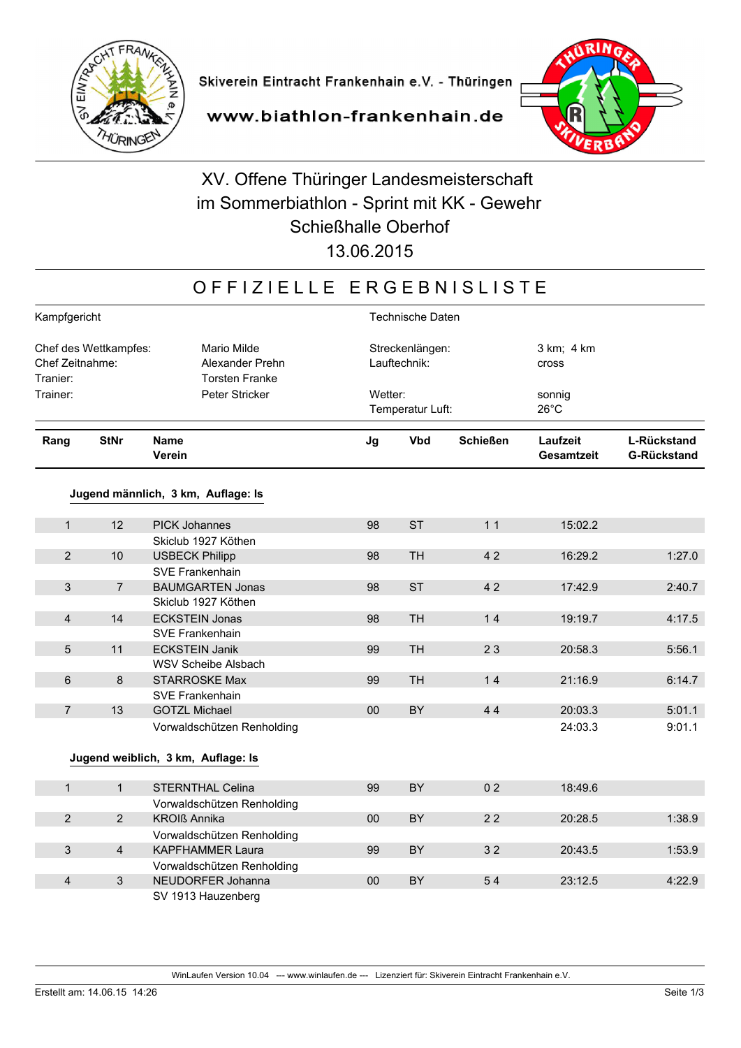Skiverein Eintracht Frankenhain e.V. - Thüringen

www.biathlon-frankenhain.de

# XV. Offene Thüringer Landesmeisterschaft im Sommerbiathlon - Sprint mit KK - Gewehr Schießhalle Oberhof 13.06.2015

## OFFIZIELLE ERGEBNISLISTE

**Kampfgericht**

Chef des Wettkampfes: Mario Milde
Chef Zeitnahme: Alexander Prehn
Tranier: Torsten Franke
Trainer: Peter Stricker

**Technische Daten**

Streckenlängen: 3 km; 4 km
Lauftechnik: cross

Wetter: sonnig
Temperatur Luft: 26°C

### Jugend männlich, 3 km, Auflage: ls

| Rang | StNr | Name / Verein | Jg | Vbd | Schießen | Laufzeit / Gesamtzeit | L-Rückstand / G-Rückstand |
|---|---|---|---|---|---|---|---|
| 1 | 12 | PICK Johannes<br>Skiclub 1927 Köthen | 98 | ST | 1 1 | 15:02.2 | |
| 2 | 10 | USBECK Philipp<br>SVE Frankenhain | 98 | TH | 4 2 | 16:29.2 | 1:27.0 |
| 3 | 7 | BAUMGARTEN Jonas<br>Skiclub 1927 Köthen | 98 | ST | 4 2 | 17:42.9 | 2:40.7 |
| 4 | 14 | ECKSTEIN Jonas<br>SVE Frankenhain | 98 | TH | 1 4 | 19:19.7 | 4:17.5 |
| 5 | 11 | ECKSTEIN Janik<br>WSV Scheibe Alsbach | 99 | TH | 2 3 | 20:58.3 | 5:56.1 |
| 6 | 8 | STARROSKE Max<br>SVE Frankenhain | 99 | TH | 1 4 | 21:16.9 | 6:14.7 |
| 7 | 13 | GOTZL Michael<br>Vorwaldschützen Renholding | 00 | BY | 4 4 | 20:03.3<br>24:03.3 | 5:01.1<br>9:01.1 |

### Jugend weiblich, 3 km, Auflage: ls

| Rang | StNr | Name / Verein | Jg | Vbd | Schießen | Laufzeit / Gesamtzeit | L-Rückstand / G-Rückstand |
|---|---|---|---|---|---|---|---|
| 1 | 1 | STERNTHAL Celina<br>Vorwaldschützen Renholding | 99 | BY | 0 2 | 18:49.6 | |
| 2 | 2 | KROIß Annika<br>Vorwaldschützen Renholding | 00 | BY | 2 2 | 20:28.5 | 1:38.9 |
| 3 | 4 | KAPFHAMMER Laura<br>Vorwaldschützen Renholding | 99 | BY | 3 2 | 20:43.5 | 1:53.9 |
| 4 | 3 | NEUDORFER Johanna<br>SV 1913 Hauzenberg | 00 | BY | 5 4 | 23:12.5 | 4:22.9 |

WinLaufen Version 10.04 --- www.winlaufen.de --- Lizenziert für: Skiverein Eintracht Frankenhain e.V.

Erstellt am: 14.06.15 14:26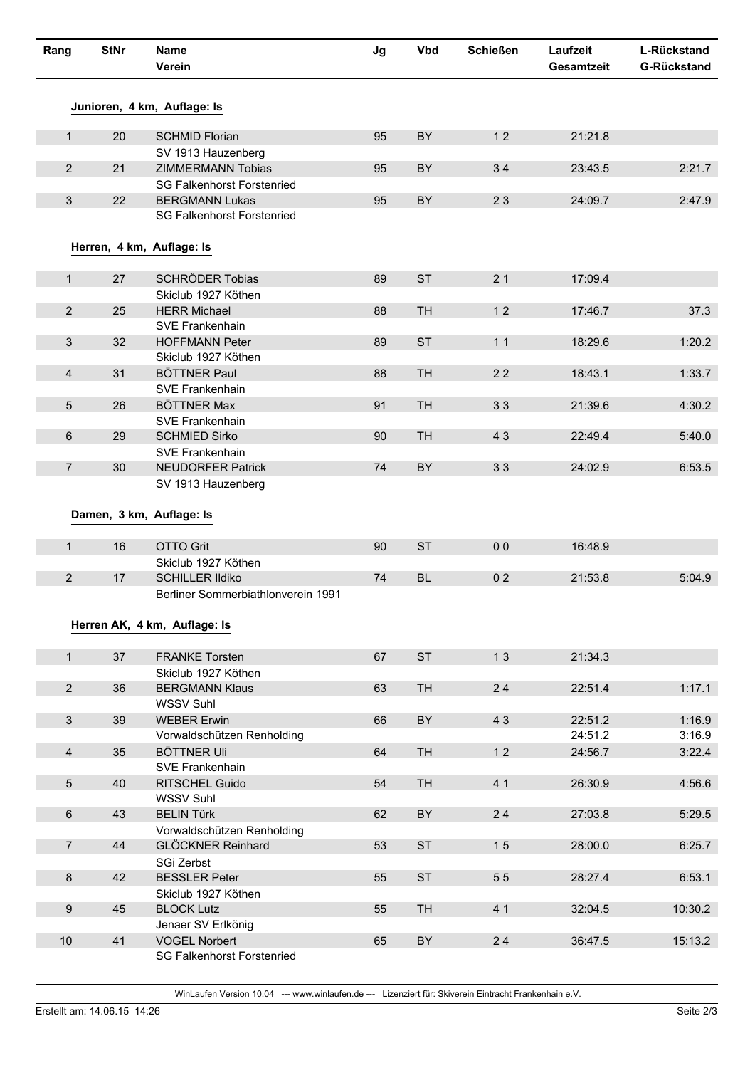| Rang | StNr | Name<br>Verein | Jg | Vbd | Schießen | Laufzeit<br>Gesamtzeit | L-Rückstand<br>G-Rückstand |
|---|---|---|---|---|---|---|---|

### Junioren, 4 km, Auflage: ls

| Rang | StNr | Name<br>Verein | Jg | Vbd | Schießen | Laufzeit<br>Gesamtzeit | L-Rückstand<br>G-Rückstand |
|---|---|---|---|---|---|---|---|
| 1 | 20 | SCHMID Florian<br>SV 1913 Hauzenberg | 95 | BY | 1 2 | 21:21.8 | |
| 2 | 21 | ZIMMERMANN Tobias<br>SG Falkenhorst Forstenried | 95 | BY | 3 4 | 23:43.5 | 2:21.7 |
| 3 | 22 | BERGMANN Lukas<br>SG Falkenhorst Forstenried | 95 | BY | 2 3 | 24:09.7 | 2:47.9 |

### Herren, 4 km, Auflage: ls

| Rang | StNr | Name<br>Verein | Jg | Vbd | Schießen | Laufzeit<br>Gesamtzeit | L-Rückstand<br>G-Rückstand |
|---|---|---|---|---|---|---|---|
| 1 | 27 | SCHRÖDER Tobias<br>Skiclub 1927 Köthen | 89 | ST | 2 1 | 17:09.4 | |
| 2 | 25 | HERR Michael<br>SVE Frankenhain | 88 | TH | 1 2 | 17:46.7 | 37.3 |
| 3 | 32 | HOFFMANN Peter<br>Skiclub 1927 Köthen | 89 | ST | 1 1 | 18:29.6 | 1:20.2 |
| 4 | 31 | BÖTTNER Paul<br>SVE Frankenhain | 88 | TH | 2 2 | 18:43.1 | 1:33.7 |
| 5 | 26 | BÖTTNER Max<br>SVE Frankenhain | 91 | TH | 3 3 | 21:39.6 | 4:30.2 |
| 6 | 29 | SCHMIED Sirko<br>SVE Frankenhain | 90 | TH | 4 3 | 22:49.4 | 5:40.0 |
| 7 | 30 | NEUDORFER Patrick<br>SV 1913 Hauzenberg | 74 | BY | 3 3 | 24:02.9 | 6:53.5 |

### Damen, 3 km, Auflage: ls

| Rang | StNr | Name<br>Verein | Jg | Vbd | Schießen | Laufzeit<br>Gesamtzeit | L-Rückstand<br>G-Rückstand |
|---|---|---|---|---|---|---|---|
| 1 | 16 | OTTO Grit<br>Skiclub 1927 Köthen | 90 | ST | 0 0 | 16:48.9 | |
| 2 | 17 | SCHILLER Ildiko<br>Berliner Sommerbiathlonverein 1991 | 74 | BL | 0 2 | 21:53.8 | 5:04.9 |

### Herren AK, 4 km, Auflage: ls

| Rang | StNr | Name<br>Verein | Jg | Vbd | Schießen | Laufzeit<br>Gesamtzeit | L-Rückstand<br>G-Rückstand |
|---|---|---|---|---|---|---|---|
| 1 | 37 | FRANKE Torsten<br>Skiclub 1927 Köthen | 67 | ST | 1 3 | 21:34.3 | |
| 2 | 36 | BERGMANN Klaus<br>WSSV Suhl | 63 | TH | 2 4 | 22:51.4 | 1:17.1 |
| 3 | 39 | WEBER Erwin<br>Vorwaldschützen Renholding | 66 | BY | 4 3 | 22:51.2<br>24:51.2 | 1:16.9<br>3:16.9 |
| 4 | 35 | BÖTTNER Uli<br>SVE Frankenhain | 64 | TH | 1 2 | 24:56.7 | 3:22.4 |
| 5 | 40 | RITSCHEL Guido<br>WSSV Suhl | 54 | TH | 4 1 | 26:30.9 | 4:56.6 |
| 6 | 43 | BELIN Türk<br>Vorwaldschützen Renholding | 62 | BY | 2 4 | 27:03.8 | 5:29.5 |
| 7 | 44 | GLÖCKNER Reinhard<br>SGi Zerbst | 53 | ST | 1 5 | 28:00.0 | 6:25.7 |
| 8 | 42 | BESSLER Peter<br>Skiclub 1927 Köthen | 55 | ST | 5 5 | 28:27.4 | 6:53.1 |
| 9 | 45 | BLOCK Lutz<br>Jenaer SV Erlkönig | 55 | TH | 4 1 | 32:04.5 | 10:30.2 |
| 10 | 41 | VOGEL Norbert<br>SG Falkenhorst Forstenried | 65 | BY | 2 4 | 36:47.5 | 15:13.2 |

WinLaufen Version 10.04 --- www.winlaufen.de --- Lizenziert für: Skiverein Eintracht Frankenhain e.V.

Erstellt am: 14.06.15 14:26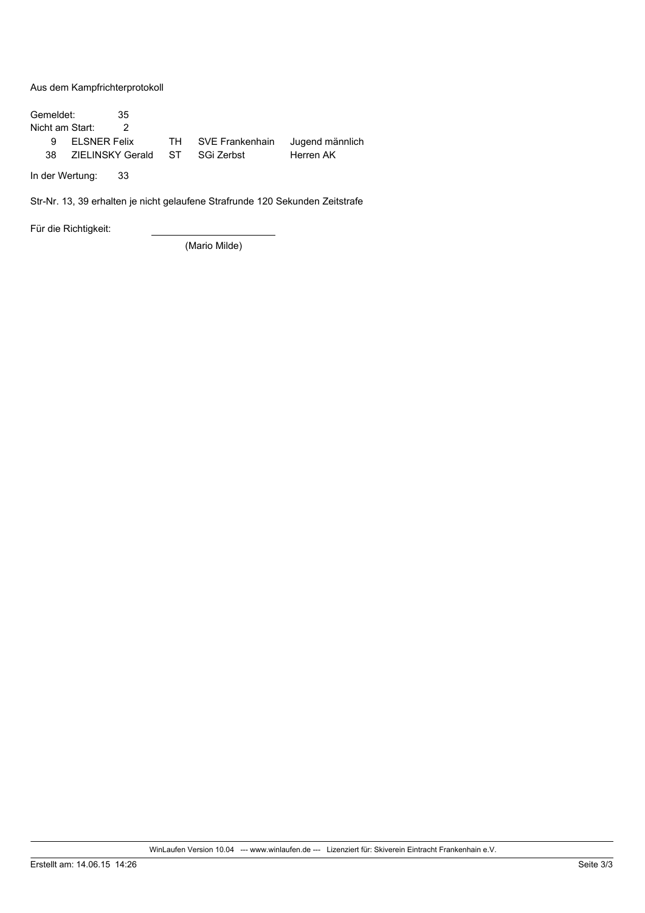Aus dem Kampfrichterprotokoll

Gemeldet: 35

Nicht am Start: 2

| | | | | |
|---|---|---|---|---|
| 9 | ELSNER Felix | TH | SVE Frankenhain | Jugend männlich |
| 38 | ZIELINSKY Gerald | ST | SGi Zerbst | Herren AK |

In der Wertung: 33

Str-Nr. 13, 39 erhalten je nicht gelaufene Strafrunde 120 Sekunden Zeitstrafe

Für die Richtigkeit: ______________________

(Mario Milde)

WinLaufen Version 10.04 --- www.winlaufen.de --- Lizenziert für: Skiverein Eintracht Frankenhain e.V.

Erstellt am: 14.06.15 14:26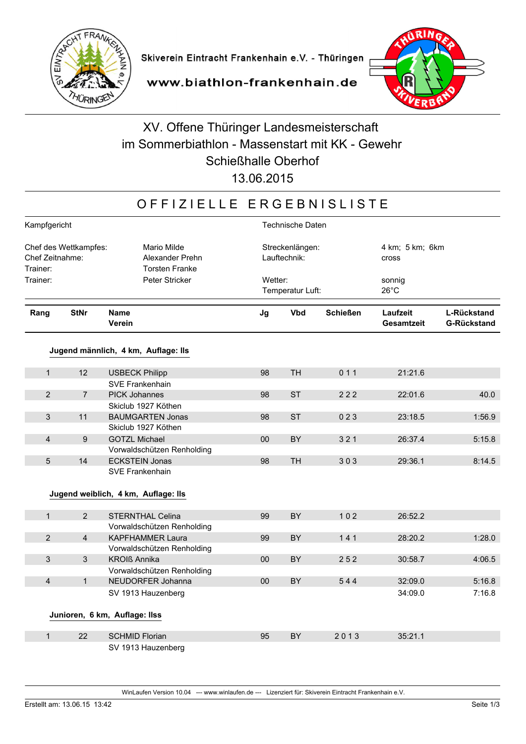Skiverein Eintracht Frankenhain e.V. - Thüringen

www.biathlon-frankenhain.de

# XV. Offene Thüringer Landesmeisterschaft im Sommerbiathlon - Massenstart mit KK - Gewehr Schießhalle Oberhof 13.06.2015

## OFFIZIELLE ERGEBNISLISTE

| Kampfgericht | | Technische Daten | |
|---|---|---|---|
| Chef des Wettkampfes: | Mario Milde | Streckenlängen: | 4 km; 5 km; 6km |
| Chef Zeitnahme: | Alexander Prehn | Lauftechnik: | cross |
| Trainer: | Torsten Franke | | |
| Trainer: | Peter Stricker | Wetter: | sonnig |
| | | Temperatur Luft: | 26°C |

| Rang | StNr | Name / Verein | Jg | Vbd | Schießen | Laufzeit / Gesamtzeit | L-Rückstand / G-Rückstand |
|---|---|---|---|---|---|---|---|
| **Jugend männlich, 4 km, Auflage: lls** | | | | | | | |
| 1 | 12 | USBECK Philipp | 98 | TH | 0 1 1 | 21:21.6 | |
| | | SVE Frankenhain | | | | | |
| 2 | 7 | PICK Johannes | 98 | ST | 2 2 2 | 22:01.6 | 40.0 |
| | | Skiclub 1927 Köthen | | | | | |
| 3 | 11 | BAUMGARTEN Jonas | 98 | ST | 0 2 3 | 23:18.5 | 1:56.9 |
| | | Skiclub 1927 Köthen | | | | | |
| 4 | 9 | GOTZL Michael | 00 | BY | 3 2 1 | 26:37.4 | 5:15.8 |
| | | Vorwaldschützen Renholding | | | | | |
| 5 | 14 | ECKSTEIN Jonas | 98 | TH | 3 0 3 | 29:36.1 | 8:14.5 |
| | | SVE Frankenhain | | | | | |
| **Jugend weiblich, 4 km, Auflage: lls** | | | | | | | |
| 1 | 2 | STERNTHAL Celina | 99 | BY | 1 0 2 | 26:52.2 | |
| | | Vorwaldschützen Renholding | | | | | |
| 2 | 4 | KAPFHAMMER Laura | 99 | BY | 1 4 1 | 28:20.2 | 1:28.0 |
| | | Vorwaldschützen Renholding | | | | | |
| 3 | 3 | KROIß Annika | 00 | BY | 2 5 2 | 30:58.7 | 4:06.5 |
| | | Vorwaldschützen Renholding | | | | | |
| 4 | 1 | NEUDORFER Johanna | 00 | BY | 5 4 4 | 32:09.0 | 5:16.8 |
| | | SV 1913 Hauzenberg | | | | 34:09.0 | 7:16.8 |
| **Junioren, 6 km, Auflage: llss** | | | | | | | |
| 1 | 22 | SCHMID Florian | 95 | BY | 2 0 1 3 | 35:21.1 | |
| | | SV 1913 Hauzenberg | | | | | |

WinLaufen Version 10.04 --- www.winlaufen.de --- Lizenziert für: Skiverein Eintracht Frankenhain e.V.

Erstellt am: 13.06.15 13:42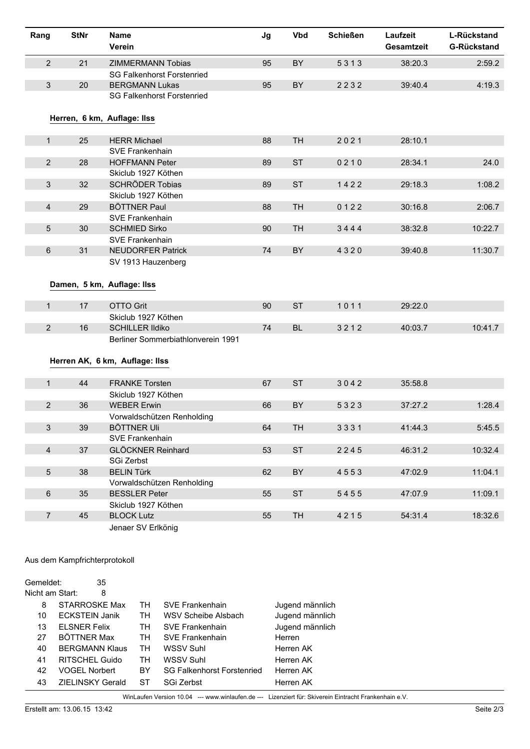| Rang | StNr | Name<br>Verein | Jg | Vbd | Schießen | Laufzeit<br>Gesamtzeit | L-Rückstand<br>G-Rückstand |
|---|---|---|---|---|---|---|---|
| 2 | 21 | ZIMMERMANN Tobias<br>SG Falkenhorst Forstenried | 95 | BY | 5 3 1 3 | 38:20.3 | 2:59.2 |
| 3 | 20 | BERGMANN Lukas<br>SG Falkenhorst Forstenried | 95 | BY | 2 2 3 2 | 39:40.4 | 4:19.3 |

### Herren, 6 km, Auflage: IIss

| Rang | StNr | Name<br>Verein | Jg | Vbd | Schießen | Laufzeit<br>Gesamtzeit | L-Rückstand<br>G-Rückstand |
|---|---|---|---|---|---|---|---|
| 1 | 25 | HERR Michael<br>SVE Frankenhain | 88 | TH | 2 0 2 1 | 28:10.1 | |
| 2 | 28 | HOFFMANN Peter<br>Skiclub 1927 Köthen | 89 | ST | 0 2 1 0 | 28:34.1 | 24.0 |
| 3 | 32 | SCHRÖDER Tobias<br>Skiclub 1927 Köthen | 89 | ST | 1 4 2 2 | 29:18.3 | 1:08.2 |
| 4 | 29 | BÖTTNER Paul<br>SVE Frankenhain | 88 | TH | 0 1 2 2 | 30:16.8 | 2:06.7 |
| 5 | 30 | SCHMIED Sirko<br>SVE Frankenhain | 90 | TH | 3 4 4 4 | 38:32.8 | 10:22.7 |
| 6 | 31 | NEUDORFER Patrick<br>SV 1913 Hauzenberg | 74 | BY | 4 3 2 0 | 39:40.8 | 11:30.7 |

### Damen, 5 km, Auflage: IIss

| Rang | StNr | Name<br>Verein | Jg | Vbd | Schießen | Laufzeit<br>Gesamtzeit | L-Rückstand<br>G-Rückstand |
|---|---|---|---|---|---|---|---|
| 1 | 17 | OTTO Grit<br>Skiclub 1927 Köthen | 90 | ST | 1 0 1 1 | 29:22.0 | |
| 2 | 16 | SCHILLER Ildiko<br>Berliner Sommerbiathlonverein 1991 | 74 | BL | 3 2 1 2 | 40:03.7 | 10:41.7 |

### Herren AK, 6 km, Auflage: IIss

| Rang | StNr | Name<br>Verein | Jg | Vbd | Schießen | Laufzeit<br>Gesamtzeit | L-Rückstand<br>G-Rückstand |
|---|---|---|---|---|---|---|---|
| 1 | 44 | FRANKE Torsten<br>Skiclub 1927 Köthen | 67 | ST | 3 0 4 2 | 35:58.8 | |
| 2 | 36 | WEBER Erwin<br>Vorwaldschützen Renholding | 66 | BY | 5 3 2 3 | 37:27.2 | 1:28.4 |
| 3 | 39 | BÖTTNER Uli<br>SVE Frankenhain | 64 | TH | 3 3 3 1 | 41:44.3 | 5:45.5 |
| 4 | 37 | GLÖCKNER Reinhard<br>SGi Zerbst | 53 | ST | 2 2 4 5 | 46:31.2 | 10:32.4 |
| 5 | 38 | BELIN Türk<br>Vorwaldschützen Renholding | 62 | BY | 4 5 5 3 | 47:02.9 | 11:04.1 |
| 6 | 35 | BESSLER Peter<br>Skiclub 1927 Köthen | 55 | ST | 5 4 5 5 | 47:07.9 | 11:09.1 |
| 7 | 45 | BLOCK Lutz<br>Jenaer SV Erlkönig | 55 | TH | 4 2 1 5 | 54:31.4 | 18:32.6 |

Aus dem Kampfrichterprotokoll

Gemeldet: 35
Nicht am Start: 8

| StNr | Name | Vbd | Verein | Klasse |
|---|---|---|---|---|
| 8 | STARROSKE Max | TH | SVE Frankenhain | Jugend männlich |
| 10 | ECKSTEIN Janik | TH | WSV Scheibe Alsbach | Jugend männlich |
| 13 | ELSNER Felix | TH | SVE Frankenhain | Jugend männlich |
| 27 | BÖTTNER Max | TH | SVE Frankenhain | Herren |
| 40 | BERGMANN Klaus | TH | WSSV Suhl | Herren AK |
| 41 | RITSCHEL Guido | TH | WSSV Suhl | Herren AK |
| 42 | VOGEL Norbert | BY | SG Falkenhorst Forstenried | Herren AK |
| 43 | ZIELINSKY Gerald | ST | SGi Zerbst | Herren AK |

WinLaufen Version 10.04 --- www.winlaufen.de --- Lizenziert für: Skiverein Eintracht Frankenhain e.V.

Erstellt am: 13.06.15 13:42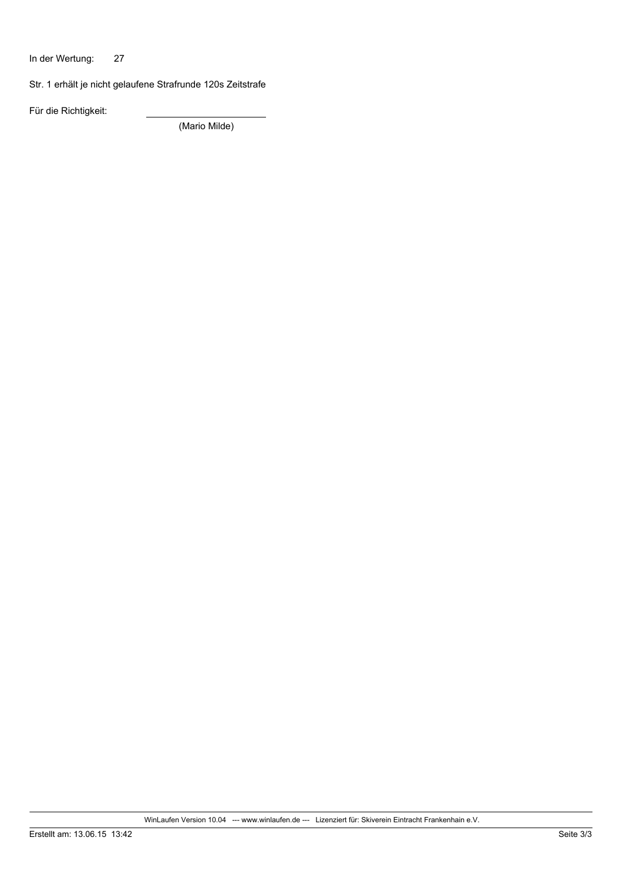In der Wertung: 27

Str. 1 erhält je nicht gelaufene Strafrunde 120s Zeitstrafe

Für die Richtigkeit: ______________________

(Mario Milde)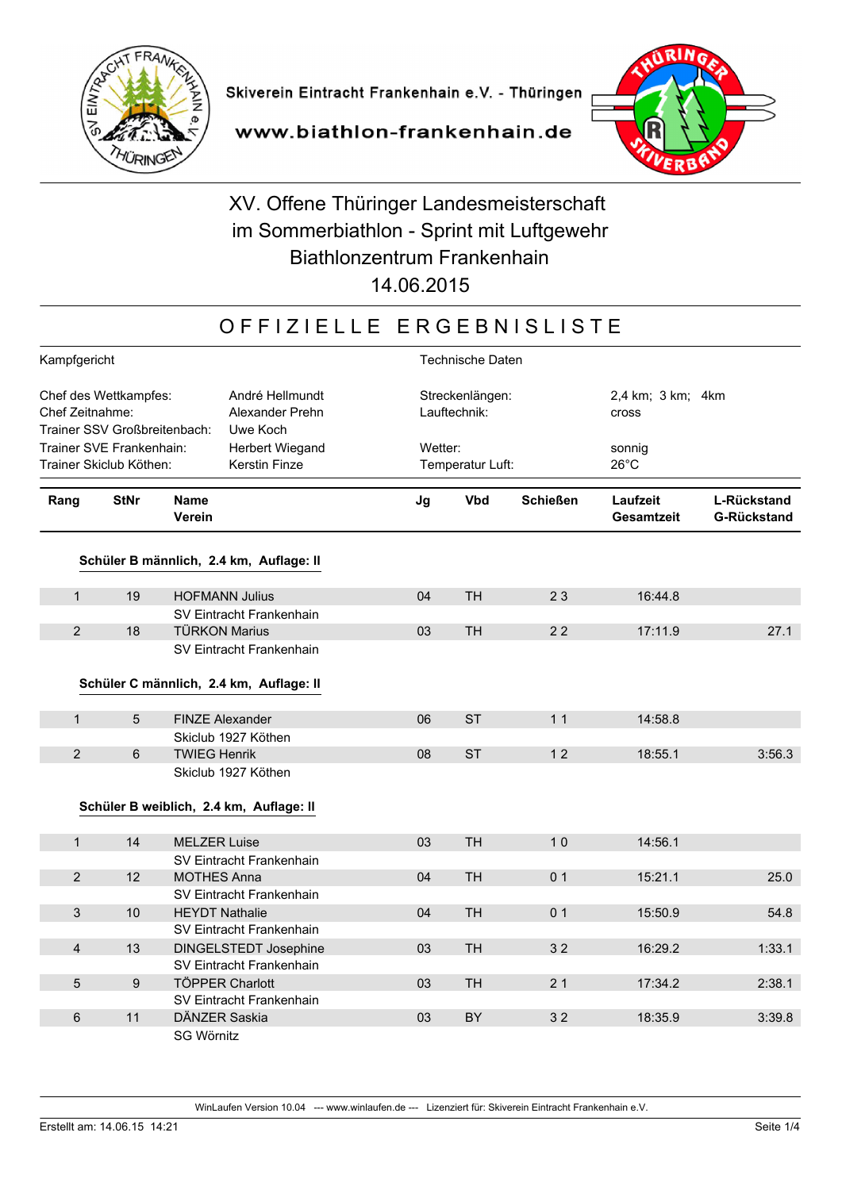Skiverein Eintracht Frankenhain e.V. - Thüringen

www.biathlon-frankenhain.de

# XV. Offene Thüringer Landesmeisterschaft im Sommerbiathlon - Sprint mit Luftgewehr Biathlonzentrum Frankenhain 14.06.2015

## OFFIZIELLE ERGEBNISLISTE

| Kampfgericht | | Technische Daten | |
|---|---|---|---|
| Chef des Wettkampfes: | André Hellmundt | Streckenlängen: | 2,4 km; 3 km; 4km |
| Chef Zeitnahme: | Alexander Prehn | Lauftechnik: | cross |
| Trainer SSV Großbreitenbach: | Uwe Koch | | |
| Trainer SVE Frankenhain: | Herbert Wiegand | Wetter: | sonnig |
| Trainer Skiclub Köthen: | Kerstin Finze | Temperatur Luft: | 26°C |

| Rang | StNr | Name / Verein | Jg | Vbd | Schießen | Laufzeit / Gesamtzeit | L-Rückstand / G-Rückstand |
|---|---|---|---|---|---|---|---|
| **Schüler B männlich, 2.4 km, Auflage: II** | | | | | | | |
| 1 | 19 | HOFMANN Julius<br>SV Eintracht Frankenhain | 04 | TH | 2 3 | 16:44.8 | |
| 2 | 18 | TÜRKON Marius<br>SV Eintracht Frankenhain | 03 | TH | 2 2 | 17:11.9 | 27.1 |
| **Schüler C männlich, 2.4 km, Auflage: II** | | | | | | | |
| 1 | 5 | FINZE Alexander<br>Skiclub 1927 Köthen | 06 | ST | 1 1 | 14:58.8 | |
| 2 | 6 | TWIEG Henrik<br>Skiclub 1927 Köthen | 08 | ST | 1 2 | 18:55.1 | 3:56.3 |
| **Schüler B weiblich, 2.4 km, Auflage: II** | | | | | | | |
| 1 | 14 | MELZER Luise<br>SV Eintracht Frankenhain | 03 | TH | 1 0 | 14:56.1 | |
| 2 | 12 | MOTHES Anna<br>SV Eintracht Frankenhain | 04 | TH | 0 1 | 15:21.1 | 25.0 |
| 3 | 10 | HEYDT Nathalie<br>SV Eintracht Frankenhain | 04 | TH | 0 1 | 15:50.9 | 54.8 |
| 4 | 13 | DINGELSTEDT Josephine<br>SV Eintracht Frankenhain | 03 | TH | 3 2 | 16:29.2 | 1:33.1 |
| 5 | 9 | TÖPPER Charlott<br>SV Eintracht Frankenhain | 03 | TH | 2 1 | 17:34.2 | 2:38.1 |
| 6 | 11 | DÄNZER Saskia<br>SG Wörnitz | 03 | BY | 3 2 | 18:35.9 | 3:39.8 |

WinLaufen Version 10.04 --- www.winlaufen.de --- Lizenziert für: Skiverein Eintracht Frankenhain e.V.

Erstellt am: 14.06.15 14:21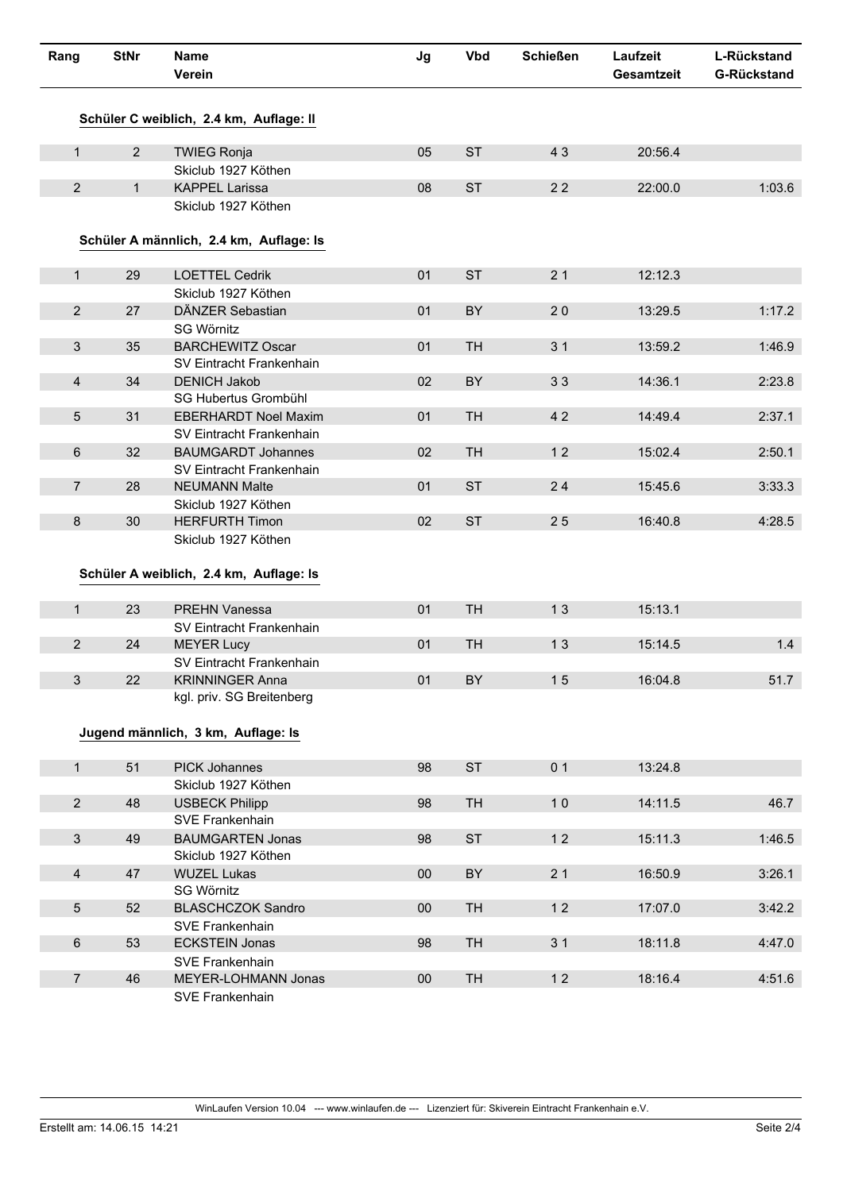| Rang | StNr | Name<br>Verein | Jg | Vbd | Schießen | Laufzeit<br>Gesamtzeit | L-Rückstand<br>G-Rückstand |
|---|---|---|---|---|---|---|---|

**Schüler C weiblich, 2.4 km, Auflage: II**

| Rang | StNr | Name<br>Verein | Jg | Vbd | Schießen | Laufzeit<br>Gesamtzeit | L-Rückstand<br>G-Rückstand |
|---|---|---|---|---|---|---|---|
| 1 | 2 | TWIEG Ronja<br>Skiclub 1927 Köthen | 05 | ST | 4 3 | 20:56.4 | |
| 2 | 1 | KAPPEL Larissa<br>Skiclub 1927 Köthen | 08 | ST | 2 2 | 22:00.0 | 1:03.6 |

**Schüler A männlich, 2.4 km, Auflage: ls**

| Rang | StNr | Name<br>Verein | Jg | Vbd | Schießen | Laufzeit<br>Gesamtzeit | L-Rückstand<br>G-Rückstand |
|---|---|---|---|---|---|---|---|
| 1 | 29 | LOETTEL Cedrik<br>Skiclub 1927 Köthen | 01 | ST | 2 1 | 12:12.3 | |
| 2 | 27 | DÄNZER Sebastian<br>SG Wörnitz | 01 | BY | 2 0 | 13:29.5 | 1:17.2 |
| 3 | 35 | BARCHEWITZ Oscar<br>SV Eintracht Frankenhain | 01 | TH | 3 1 | 13:59.2 | 1:46.9 |
| 4 | 34 | DENICH Jakob<br>SG Hubertus Grombühl | 02 | BY | 3 3 | 14:36.1 | 2:23.8 |
| 5 | 31 | EBERHARDT Noel Maxim<br>SV Eintracht Frankenhain | 01 | TH | 4 2 | 14:49.4 | 2:37.1 |
| 6 | 32 | BAUMGARDT Johannes<br>SV Eintracht Frankenhain | 02 | TH | 1 2 | 15:02.4 | 2:50.1 |
| 7 | 28 | NEUMANN Malte<br>Skiclub 1927 Köthen | 01 | ST | 2 4 | 15:45.6 | 3:33.3 |
| 8 | 30 | HERFURTH Timon<br>Skiclub 1927 Köthen | 02 | ST | 2 5 | 16:40.8 | 4:28.5 |

**Schüler A weiblich, 2.4 km, Auflage: ls**

| Rang | StNr | Name<br>Verein | Jg | Vbd | Schießen | Laufzeit<br>Gesamtzeit | L-Rückstand<br>G-Rückstand |
|---|---|---|---|---|---|---|---|
| 1 | 23 | PREHN Vanessa<br>SV Eintracht Frankenhain | 01 | TH | 1 3 | 15:13.1 | |
| 2 | 24 | MEYER Lucy<br>SV Eintracht Frankenhain | 01 | TH | 1 3 | 15:14.5 | 1.4 |
| 3 | 22 | KRINNINGER Anna<br>kgl. priv. SG Breitenberg | 01 | BY | 1 5 | 16:04.8 | 51.7 |

**Jugend männlich, 3 km, Auflage: ls**

| Rang | StNr | Name<br>Verein | Jg | Vbd | Schießen | Laufzeit<br>Gesamtzeit | L-Rückstand<br>G-Rückstand |
|---|---|---|---|---|---|---|---|
| 1 | 51 | PICK Johannes<br>Skiclub 1927 Köthen | 98 | ST | 0 1 | 13:24.8 | |
| 2 | 48 | USBECK Philipp<br>SVE Frankenhain | 98 | TH | 1 0 | 14:11.5 | 46.7 |
| 3 | 49 | BAUMGARTEN Jonas<br>Skiclub 1927 Köthen | 98 | ST | 1 2 | 15:11.3 | 1:46.5 |
| 4 | 47 | WUZEL Lukas<br>SG Wörnitz | 00 | BY | 2 1 | 16:50.9 | 3:26.1 |
| 5 | 52 | BLASCHCZOK Sandro<br>SVE Frankenhain | 00 | TH | 1 2 | 17:07.0 | 3:42.2 |
| 6 | 53 | ECKSTEIN Jonas<br>SVE Frankenhain | 98 | TH | 3 1 | 18:11.8 | 4:47.0 |
| 7 | 46 | MEYER-LOHMANN Jonas<br>SVE Frankenhain | 00 | TH | 1 2 | 18:16.4 | 4:51.6 |

WinLaufen Version 10.04 --- www.winlaufen.de --- Lizenziert für: Skiverein Eintracht Frankenhain e.V.

Erstellt am: 14.06.15 14:21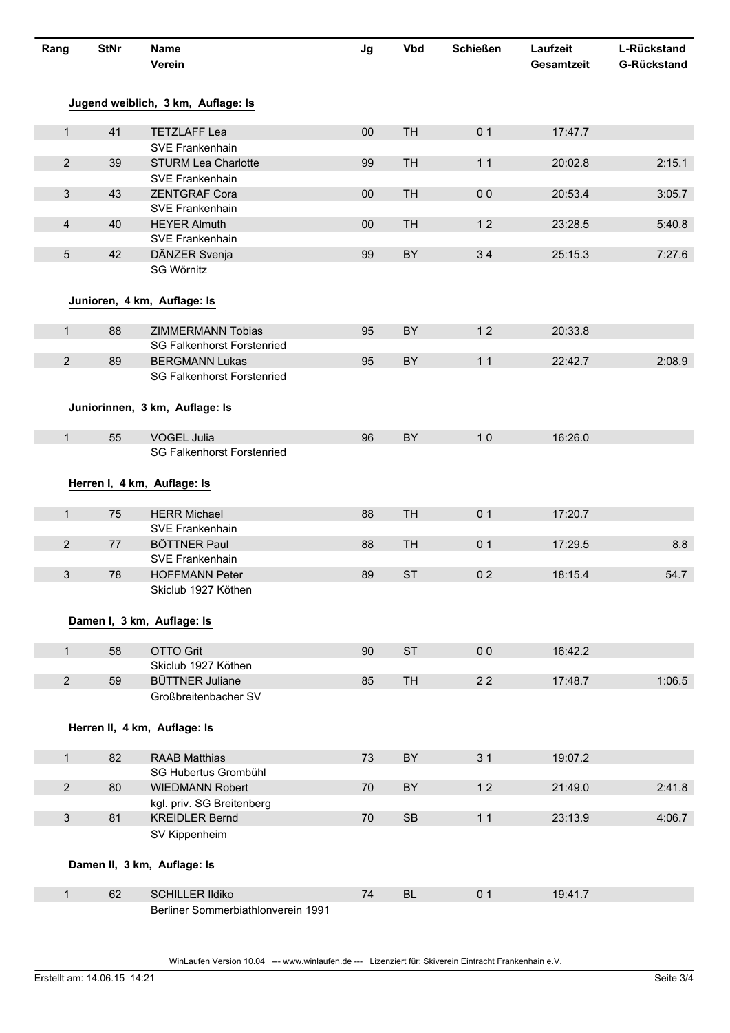| Rang | StNr | Name<br>Verein | Jg | Vbd | Schießen | Laufzeit<br>Gesamtzeit | L-Rückstand<br>G-Rückstand |
|---|---|---|---|---|---|---|---|

### Jugend weiblich, 3 km, Auflage: ls

| Rang | StNr | Name<br>Verein | Jg | Vbd | Schießen | Laufzeit<br>Gesamtzeit | L-Rückstand<br>G-Rückstand |
|---|---|---|---|---|---|---|---|
| 1 | 41 | TETZLAFF Lea<br>SVE Frankenhain | 00 | TH | 0 1 | 17:47.7 | |
| 2 | 39 | STURM Lea Charlotte<br>SVE Frankenhain | 99 | TH | 1 1 | 20:02.8 | 2:15.1 |
| 3 | 43 | ZENTGRAF Cora<br>SVE Frankenhain | 00 | TH | 0 0 | 20:53.4 | 3:05.7 |
| 4 | 40 | HEYER Almuth<br>SVE Frankenhain | 00 | TH | 1 2 | 23:28.5 | 5:40.8 |
| 5 | 42 | DÄNZER Svenja<br>SG Wörnitz | 99 | BY | 3 4 | 25:15.3 | 7:27.6 |

### Junioren, 4 km, Auflage: ls

| Rang | StNr | Name<br>Verein | Jg | Vbd | Schießen | Laufzeit<br>Gesamtzeit | L-Rückstand<br>G-Rückstand |
|---|---|---|---|---|---|---|---|
| 1 | 88 | ZIMMERMANN Tobias<br>SG Falkenhorst Forstenried | 95 | BY | 1 2 | 20:33.8 | |
| 2 | 89 | BERGMANN Lukas<br>SG Falkenhorst Forstenried | 95 | BY | 1 1 | 22:42.7 | 2:08.9 |

### Juniorinnen, 3 km, Auflage: ls

| Rang | StNr | Name<br>Verein | Jg | Vbd | Schießen | Laufzeit<br>Gesamtzeit | L-Rückstand<br>G-Rückstand |
|---|---|---|---|---|---|---|---|
| 1 | 55 | VOGEL Julia<br>SG Falkenhorst Forstenried | 96 | BY | 1 0 | 16:26.0 | |

### Herren I, 4 km, Auflage: ls

| Rang | StNr | Name<br>Verein | Jg | Vbd | Schießen | Laufzeit<br>Gesamtzeit | L-Rückstand<br>G-Rückstand |
|---|---|---|---|---|---|---|---|
| 1 | 75 | HERR Michael<br>SVE Frankenhain | 88 | TH | 0 1 | 17:20.7 | |
| 2 | 77 | BÖTTNER Paul<br>SVE Frankenhain | 88 | TH | 0 1 | 17:29.5 | 8.8 |
| 3 | 78 | HOFFMANN Peter<br>Skiclub 1927 Köthen | 89 | ST | 0 2 | 18:15.4 | 54.7 |

### Damen I, 3 km, Auflage: ls

| Rang | StNr | Name<br>Verein | Jg | Vbd | Schießen | Laufzeit<br>Gesamtzeit | L-Rückstand<br>G-Rückstand |
|---|---|---|---|---|---|---|---|
| 1 | 58 | OTTO Grit<br>Skiclub 1927 Köthen | 90 | ST | 0 0 | 16:42.2 | |
| 2 | 59 | BÜTTNER Juliane<br>Großbreitenbacher SV | 85 | TH | 2 2 | 17:48.7 | 1:06.5 |

### Herren II, 4 km, Auflage: ls

| Rang | StNr | Name<br>Verein | Jg | Vbd | Schießen | Laufzeit<br>Gesamtzeit | L-Rückstand<br>G-Rückstand |
|---|---|---|---|---|---|---|---|
| 1 | 82 | RAAB Matthias<br>SG Hubertus Grombühl | 73 | BY | 3 1 | 19:07.2 | |
| 2 | 80 | WIEDMANN Robert<br>kgl. priv. SG Breitenberg | 70 | BY | 1 2 | 21:49.0 | 2:41.8 |
| 3 | 81 | KREIDLER Bernd<br>SV Kippenheim | 70 | SB | 1 1 | 23:13.9 | 4:06.7 |

### Damen II, 3 km, Auflage: ls

| Rang | StNr | Name<br>Verein | Jg | Vbd | Schießen | Laufzeit<br>Gesamtzeit | L-Rückstand<br>G-Rückstand |
|---|---|---|---|---|---|---|---|
| 1 | 62 | SCHILLER Ildiko<br>Berliner Sommerbiathlonverein 1991 | 74 | BL | 0 1 | 19:41.7 | |

WinLaufen Version 10.04 --- www.winlaufen.de --- Lizenziert für: Skiverein Eintracht Frankenhain e.V.

Erstellt am: 14.06.15 14:21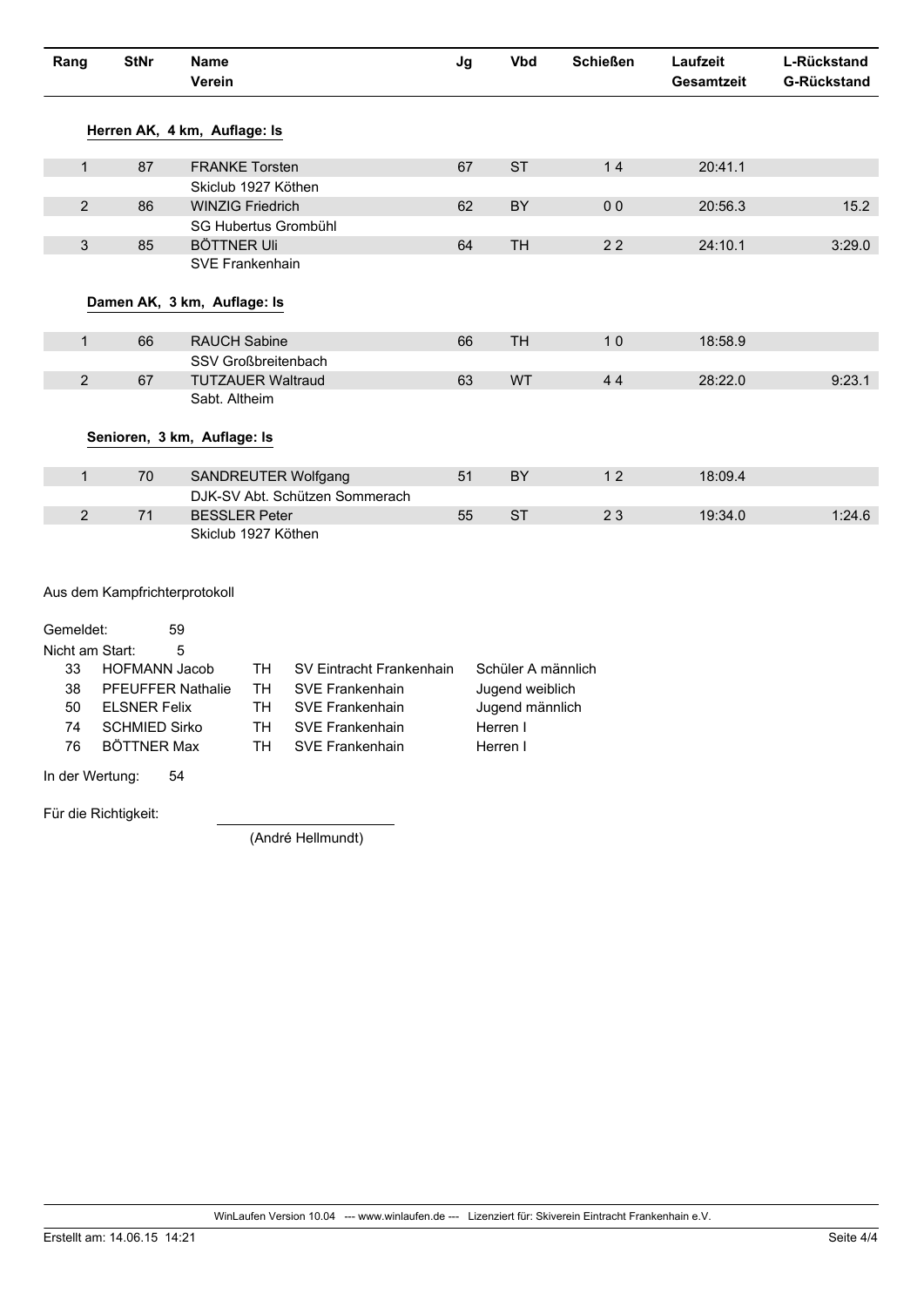| Rang | StNr | Name / Verein | Jg | Vbd | Schießen | Laufzeit / Gesamtzeit | L-Rückstand / G-Rückstand |
|---|---|---|---|---|---|---|---|
| **Herren AK, 4 km, Auflage: ls** | | | | | | | |
| 1 | 87 | FRANKE Torsten / Skiclub 1927 Köthen | 67 | ST | 1 4 | 20:41.1 | |
| 2 | 86 | WINZIG Friedrich / SG Hubertus Grombühl | 62 | BY | 0 0 | 20:56.3 | 15.2 |
| 3 | 85 | BÖTTNER Uli / SVE Frankenhain | 64 | TH | 2 2 | 24:10.1 | 3:29.0 |
| **Damen AK, 3 km, Auflage: ls** | | | | | | | |
| 1 | 66 | RAUCH Sabine / SSV Großbreitenbach | 66 | TH | 1 0 | 18:58.9 | |
| 2 | 67 | TUTZAUER Waltraud / Sabt. Altheim | 63 | WT | 4 4 | 28:22.0 | 9:23.1 |
| **Senioren, 3 km, Auflage: ls** | | | | | | | |
| 1 | 70 | SANDREUTER Wolfgang / DJK-SV Abt. Schützen Sommerach | 51 | BY | 1 2 | 18:09.4 | |
| 2 | 71 | BESSLER Peter / Skiclub 1927 Köthen | 55 | ST | 2 3 | 19:34.0 | 1:24.6 |

Aus dem Kampfrichterprotokoll

Gemeldet: 59

Nicht am Start: 5

| | | | | |
|---|---|---|---|---|
| 33 | HOFMANN Jacob | TH | SV Eintracht Frankenhain | Schüler A männlich |
| 38 | PFEUFFER Nathalie | TH | SVE Frankenhain | Jugend weiblich |
| 50 | ELSNER Felix | TH | SVE Frankenhain | Jugend männlich |
| 74 | SCHMIED Sirko | TH | SVE Frankenhain | Herren I |
| 76 | BÖTTNER Max | TH | SVE Frankenhain | Herren I |

In der Wertung: 54

Für die Richtigkeit:

(André Hellmundt)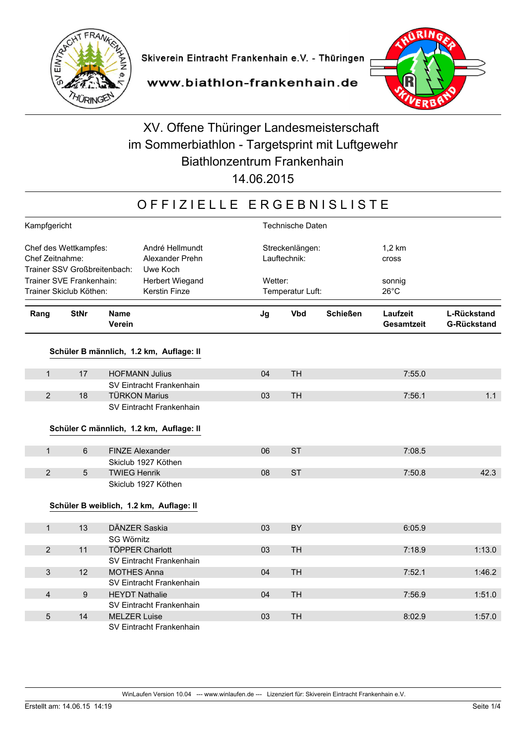Skiverein Eintracht Frankenhain e.V. - Thüringen

www.biathlon-frankenhain.de

# XV. Offene Thüringer Landesmeisterschaft im Sommerbiathlon - Targetsprint mit Luftgewehr

## Biathlonzentrum Frankenhain

## 14.06.2015

## OFFIZIELLE ERGEBNISLISTE

| Kampfgericht | | Technische Daten | |
|---|---|---|---|
| Chef des Wettkampfes: | André Hellmundt | Streckenlängen: | 1,2 km |
| Chef Zeitnahme: | Alexander Prehn | Lauftechnik: | cross |
| Trainer SSV Großbreitenbach: | Uwe Koch | | |
| Trainer SVE Frankenhain: | Herbert Wiegand | Wetter: | sonnig |
| Trainer Skiclub Köthen: | Kerstin Finze | Temperatur Luft: | 26°C |

| Rang | StNr | Name / Verein | Jg | Vbd | Schießen | Laufzeit / Gesamtzeit | L-Rückstand / G-Rückstand |
|---|---|---|---|---|---|---|---|
| **Schüler B männlich, 1.2 km, Auflage: II** | | | | | | | |
| 1 | 17 | HOFMANN Julius<br>SV Eintracht Frankenhain | 04 | TH | | 7:55.0 | |
| 2 | 18 | TÜRKON Marius<br>SV Eintracht Frankenhain | 03 | TH | | 7:56.1 | 1.1 |
| **Schüler C männlich, 1.2 km, Auflage: II** | | | | | | | |
| 1 | 6 | FINZE Alexander<br>Skiclub 1927 Köthen | 06 | ST | | 7:08.5 | |
| 2 | 5 | TWIEG Henrik<br>Skiclub 1927 Köthen | 08 | ST | | 7:50.8 | 42.3 |
| **Schüler B weiblich, 1.2 km, Auflage: II** | | | | | | | |
| 1 | 13 | DÄNZER Saskia<br>SG Wörnitz | 03 | BY | | 6:05.9 | |
| 2 | 11 | TÖPPER Charlott<br>SV Eintracht Frankenhain | 03 | TH | | 7:18.9 | 1:13.0 |
| 3 | 12 | MOTHES Anna<br>SV Eintracht Frankenhain | 04 | TH | | 7:52.1 | 1:46.2 |
| 4 | 9 | HEYDT Nathalie<br>SV Eintracht Frankenhain | 04 | TH | | 7:56.9 | 1:51.0 |
| 5 | 14 | MELZER Luise<br>SV Eintracht Frankenhain | 03 | TH | | 8:02.9 | 1:57.0 |

WinLaufen Version 10.04 --- www.winlaufen.de --- Lizenziert für: Skiverein Eintracht Frankenhain e.V.

Erstellt am: 14.06.15 14:19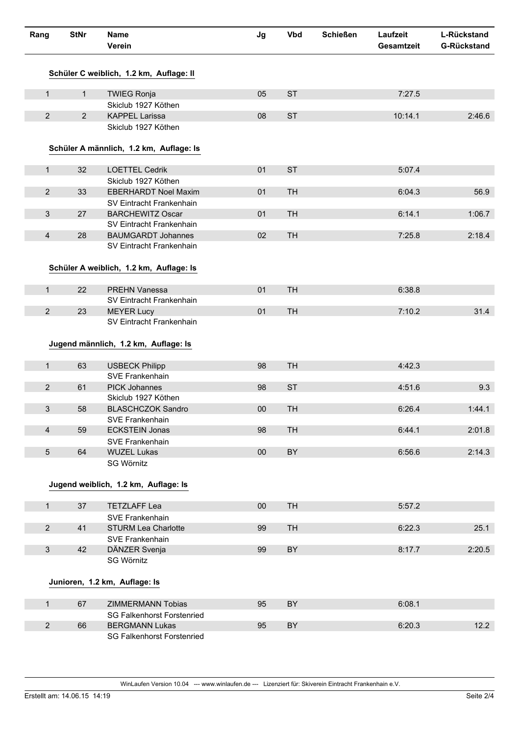| Rang | StNr | Name / Verein | Jg | Vbd | Schießen | Laufzeit / Gesamtzeit | L-Rückstand / G-Rückstand |
|---|---|---|---|---|---|---|---|
| **Schüler C weiblich, 1.2 km, Auflage: II** | | | | | | | |
| 1 | 1 | TWIEG Ronja / Skiclub 1927 Köthen | 05 | ST | | 7:27.5 | |
| 2 | 2 | KAPPEL Larissa / Skiclub 1927 Köthen | 08 | ST | | 10:14.1 | 2:46.6 |
| **Schüler A männlich, 1.2 km, Auflage: ls** | | | | | | | |
| 1 | 32 | LOETTEL Cedrik / Skiclub 1927 Köthen | 01 | ST | | 5:07.4 | |
| 2 | 33 | EBERHARDT Noel Maxim / SV Eintracht Frankenhain | 01 | TH | | 6:04.3 | 56.9 |
| 3 | 27 | BARCHEWITZ Oscar / SV Eintracht Frankenhain | 01 | TH | | 6:14.1 | 1:06.7 |
| 4 | 28 | BAUMGARDT Johannes / SV Eintracht Frankenhain | 02 | TH | | 7:25.8 | 2:18.4 |
| **Schüler A weiblich, 1.2 km, Auflage: ls** | | | | | | | |
| 1 | 22 | PREHN Vanessa / SV Eintracht Frankenhain | 01 | TH | | 6:38.8 | |
| 2 | 23 | MEYER Lucy / SV Eintracht Frankenhain | 01 | TH | | 7:10.2 | 31.4 |
| **Jugend männlich, 1.2 km, Auflage: ls** | | | | | | | |
| 1 | 63 | USBECK Philipp / SVE Frankenhain | 98 | TH | | 4:42.3 | |
| 2 | 61 | PICK Johannes / Skiclub 1927 Köthen | 98 | ST | | 4:51.6 | 9.3 |
| 3 | 58 | BLASCHCZOK Sandro / SVE Frankenhain | 00 | TH | | 6:26.4 | 1:44.1 |
| 4 | 59 | ECKSTEIN Jonas / SVE Frankenhain | 98 | TH | | 6:44.1 | 2:01.8 |
| 5 | 64 | WUZEL Lukas / SG Wörnitz | 00 | BY | | 6:56.6 | 2:14.3 |
| **Jugend weiblich, 1.2 km, Auflage: ls** | | | | | | | |
| 1 | 37 | TETZLAFF Lea / SVE Frankenhain | 00 | TH | | 5:57.2 | |
| 2 | 41 | STURM Lea Charlotte / SVE Frankenhain | 99 | TH | | 6:22.3 | 25.1 |
| 3 | 42 | DÄNZER Svenja / SG Wörnitz | 99 | BY | | 8:17.7 | 2:20.5 |
| **Junioren, 1.2 km, Auflage: ls** | | | | | | | |
| 1 | 67 | ZIMMERMANN Tobias / SG Falkenhorst Forstenried | 95 | BY | | 6:08.1 | |
| 2 | 66 | BERGMANN Lukas / SG Falkenhorst Forstenried | 95 | BY | | 6:20.3 | 12.2 |

WinLaufen Version 10.04 --- www.winlaufen.de --- Lizenziert für: Skiverein Eintracht Frankenhain e.V.

Erstellt am: 14.06.15 14:19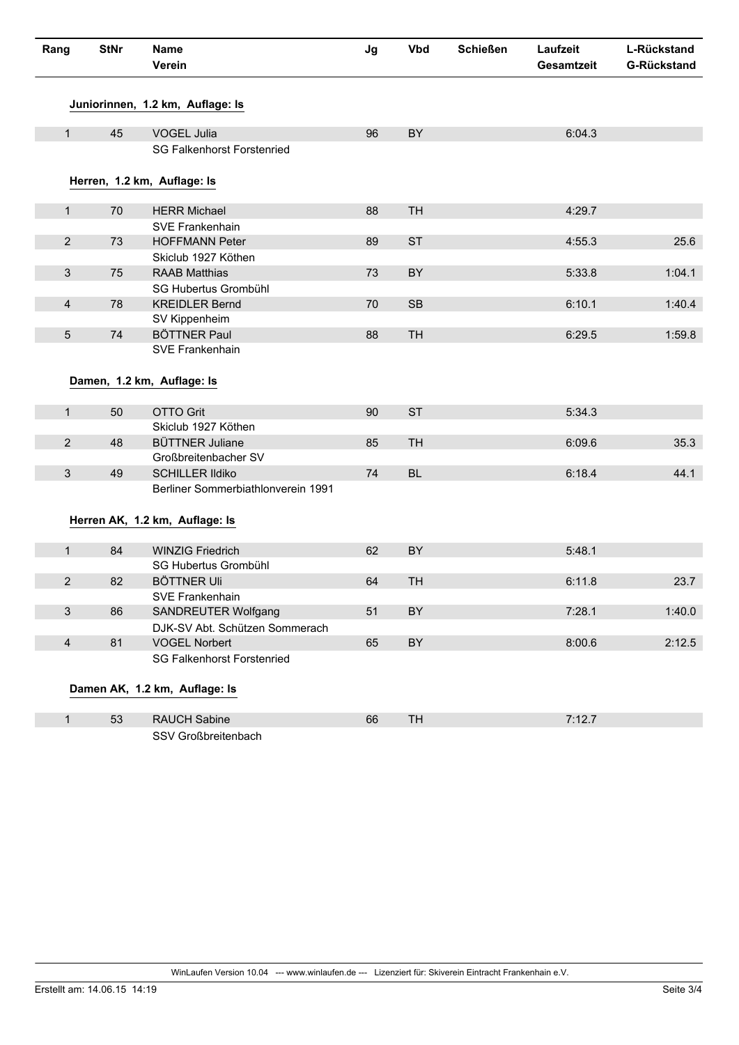| Rang | StNr | Name<br>Verein | Jg | Vbd | Schießen | Laufzeit<br>Gesamtzeit | L-Rückstand<br>G-Rückstand |
|---|---|---|---|---|---|---|---|

**Juniorinnen, 1.2 km, Auflage: ls**

| Rang | StNr | Name<br>Verein | Jg | Vbd | Schießen | Laufzeit<br>Gesamtzeit | L-Rückstand<br>G-Rückstand |
|---|---|---|---|---|---|---|---|
| 1 | 45 | VOGEL Julia<br>SG Falkenhorst Forstenried | 96 | BY | | 6:04.3 | |

**Herren, 1.2 km, Auflage: ls**

| Rang | StNr | Name<br>Verein | Jg | Vbd | Schießen | Laufzeit<br>Gesamtzeit | L-Rückstand<br>G-Rückstand |
|---|---|---|---|---|---|---|---|
| 1 | 70 | HERR Michael<br>SVE Frankenhain | 88 | TH | | 4:29.7 | |
| 2 | 73 | HOFFMANN Peter<br>Skiclub 1927 Köthen | 89 | ST | | 4:55.3 | 25.6 |
| 3 | 75 | RAAB Matthias<br>SG Hubertus Grombühl | 73 | BY | | 5:33.8 | 1:04.1 |
| 4 | 78 | KREIDLER Bernd<br>SV Kippenheim | 70 | SB | | 6:10.1 | 1:40.4 |
| 5 | 74 | BÖTTNER Paul<br>SVE Frankenhain | 88 | TH | | 6:29.5 | 1:59.8 |

**Damen, 1.2 km, Auflage: ls**

| Rang | StNr | Name<br>Verein | Jg | Vbd | Schießen | Laufzeit<br>Gesamtzeit | L-Rückstand<br>G-Rückstand |
|---|---|---|---|---|---|---|---|
| 1 | 50 | OTTO Grit<br>Skiclub 1927 Köthen | 90 | ST | | 5:34.3 | |
| 2 | 48 | BÜTTNER Juliane<br>Großbreitenbacher SV | 85 | TH | | 6:09.6 | 35.3 |
| 3 | 49 | SCHILLER Ildiko<br>Berliner Sommerbiathlonverein 1991 | 74 | BL | | 6:18.4 | 44.1 |

**Herren AK, 1.2 km, Auflage: ls**

| Rang | StNr | Name<br>Verein | Jg | Vbd | Schießen | Laufzeit<br>Gesamtzeit | L-Rückstand<br>G-Rückstand |
|---|---|---|---|---|---|---|---|
| 1 | 84 | WINZIG Friedrich<br>SG Hubertus Grombühl | 62 | BY | | 5:48.1 | |
| 2 | 82 | BÖTTNER Uli<br>SVE Frankenhain | 64 | TH | | 6:11.8 | 23.7 |
| 3 | 86 | SANDREUTER Wolfgang<br>DJK-SV Abt. Schützen Sommerach | 51 | BY | | 7:28.1 | 1:40.0 |
| 4 | 81 | VOGEL Norbert<br>SG Falkenhorst Forstenried | 65 | BY | | 8:00.6 | 2:12.5 |

**Damen AK, 1.2 km, Auflage: ls**

| Rang | StNr | Name<br>Verein | Jg | Vbd | Schießen | Laufzeit<br>Gesamtzeit | L-Rückstand<br>G-Rückstand |
|---|---|---|---|---|---|---|---|
| 1 | 53 | RAUCH Sabine<br>SSV Großbreitenbach | 66 | TH | | 7:12.7 | |

WinLaufen Version 10.04 --- www.winlaufen.de --- Lizenziert für: Skiverein Eintracht Frankenhain e.V.

Erstellt am: 14.06.15 14:19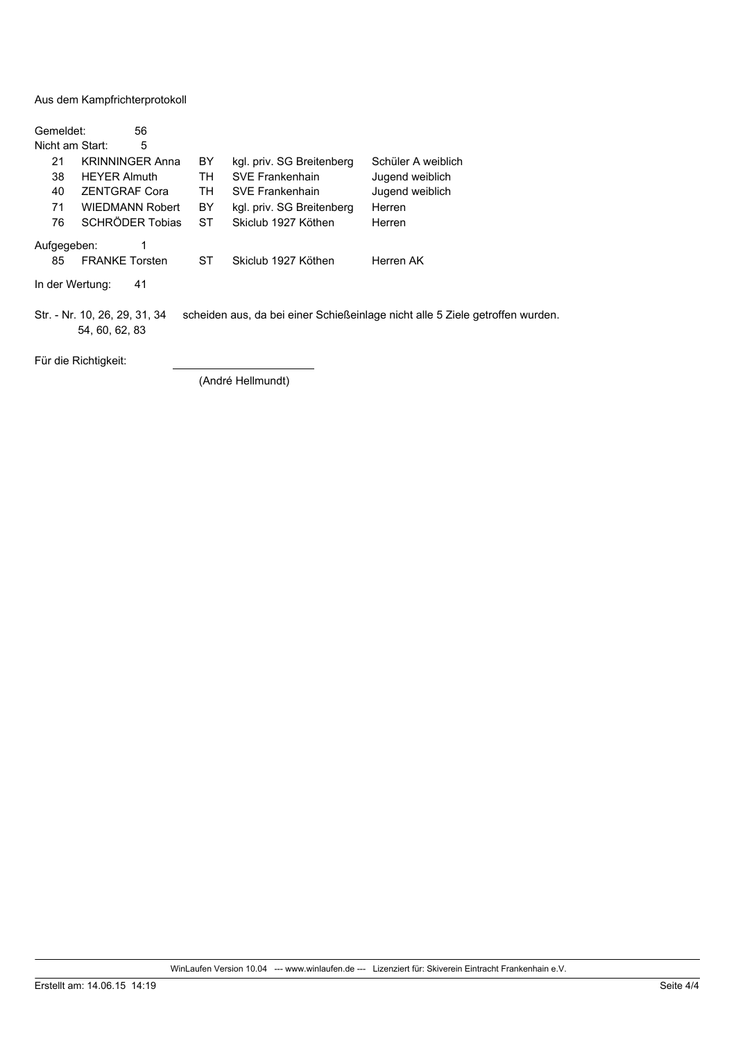Aus dem Kampfrichterprotokoll

Gemeldet: 56

Nicht am Start: 5

| | | | | |
|---|---|---|---|---|
| 21 | KRINNINGER Anna | BY | kgl. priv. SG Breitenberg | Schüler A weiblich |
| 38 | HEYER Almuth | TH | SVE Frankenhain | Jugend weiblich |
| 40 | ZENTGRAF Cora | TH | SVE Frankenhain | Jugend weiblich |
| 71 | WIEDMANN Robert | BY | kgl. priv. SG Breitenberg | Herren |
| 76 | SCHRÖDER Tobias | ST | Skiclub 1927 Köthen | Herren |

Aufgegeben: 1

| | | | | |
|---|---|---|---|---|
| 85 | FRANKE Torsten | ST | Skiclub 1927 Köthen | Herren AK |

In der Wertung: 41

Str. - Nr. 10, 26, 29, 31, 34, 54, 60, 62, 83 scheiden aus, da bei einer Schießeinlage nicht alle 5 Ziele getroffen wurden.

Für die Richtigkeit: ______________________

(André Hellmundt)

WinLaufen Version 10.04 --- www.winlaufen.de --- Lizenziert für: Skiverein Eintracht Frankenhain e.V.

Erstellt am: 14.06.15 14:19